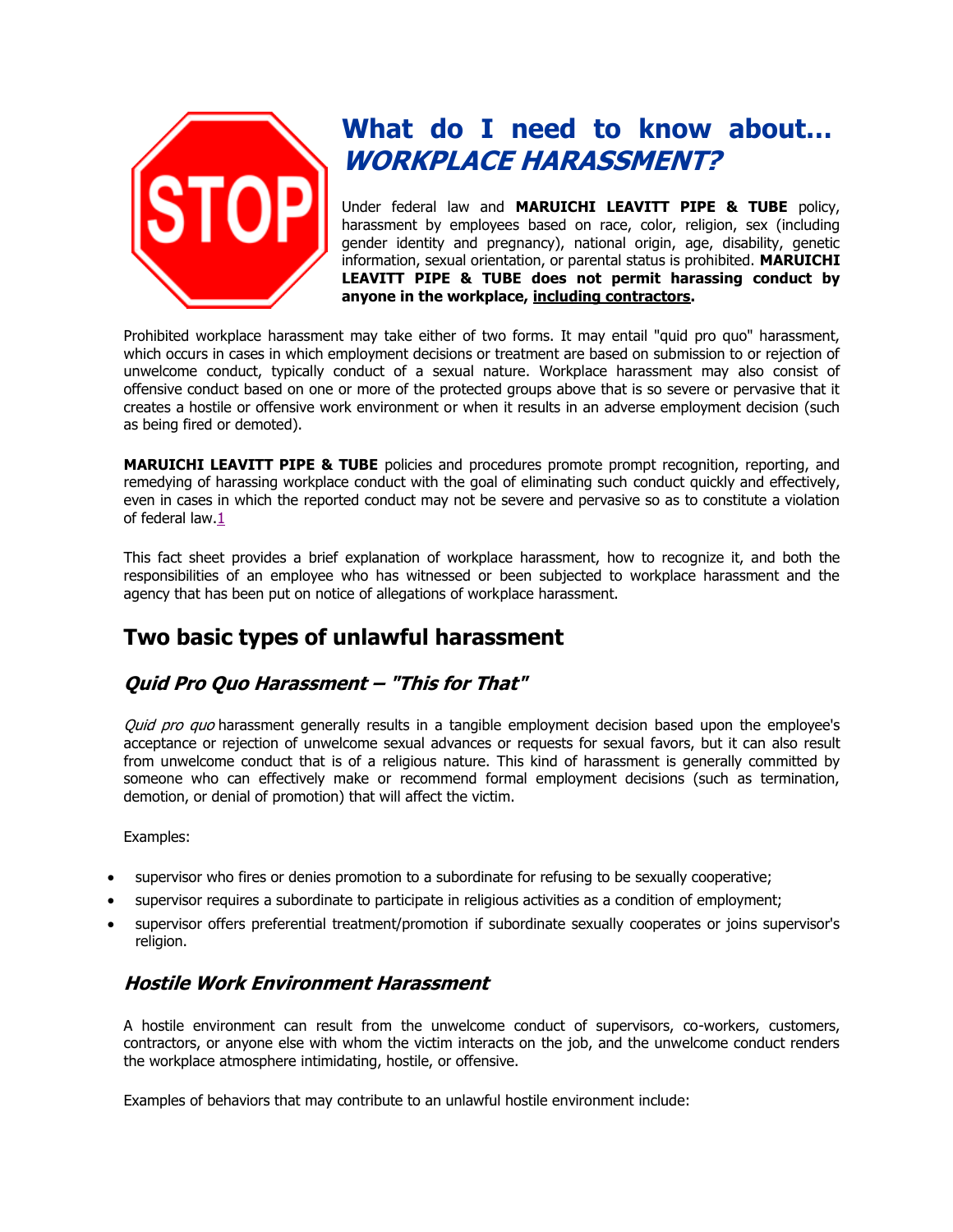# What do I need to know about... *WORKPLACE HARASSMENT?*

Under federal law and **MARUICHI LEAVITT PIPE & TUBE** policy, harassment by employees based on race, color, religion, sex (including gender identity and pregnancy), national origin, age, disability, genetic information, sexual orientation, or parental status is prohibited. **MARUICHI LEAVITT PIPE & TUBE does not permit harassing conduct by anyone in the workplace, <u>including contractors</u>.**

Prohibited workplace harassment may take either of two forms. It may entail "quid pro quo" harassment, which occurs in cases in which employment decisions or treatment are based on submission to or rejection of unwelcome conduct, typically conduct of a sexual nature. Workplace harassment may also consist of offensive conduct based on one or more of the protected groups above that is so severe or pervasive that it creates a hostile or offensive work environment or when it results in an adverse employment decision (such as being fired or demoted).

**MARUICHI LEAVITT PIPE & TUBE** policies and procedures promote prompt recognition, reporting, and remedying of harassing workplace conduct with the goal of eliminating such conduct quickly and effectively, even in cases in which the reported conduct may not be severe and pervasive so as to constitute a violation of federal law.[1]

This fact sheet provides a brief explanation of workplace harassment, how to recognize it, and both the responsibilities of an employee who has witnessed or been subjected to workplace harassment and the agency that has been put on notice of allegations of workplace harassment.

## Two basic types of unlawful harassment

### *Quid Pro Quo Harassment – "This for That"*

*Quid pro quo* harassment generally results in a tangible employment decision based upon the employee's acceptance or rejection of unwelcome sexual advances or requests for sexual favors, but it can also result from unwelcome conduct that is of a religious nature. This kind of harassment is generally committed by someone who can effectively make or recommend formal employment decisions (such as termination, demotion, or denial of promotion) that will affect the victim.

Examples:

- supervisor who fires or denies promotion to a subordinate for refusing to be sexually cooperative;
- supervisor requires a subordinate to participate in religious activities as a condition of employment;
- supervisor offers preferential treatment/promotion if subordinate sexually cooperates or joins supervisor's religion.

### *Hostile Work Environment Harassment*

A hostile environment can result from the unwelcome conduct of supervisors, co-workers, customers, contractors, or anyone else with whom the victim interacts on the job, and the unwelcome conduct renders the workplace atmosphere intimidating, hostile, or offensive.

Examples of behaviors that may contribute to an unlawful hostile environment include: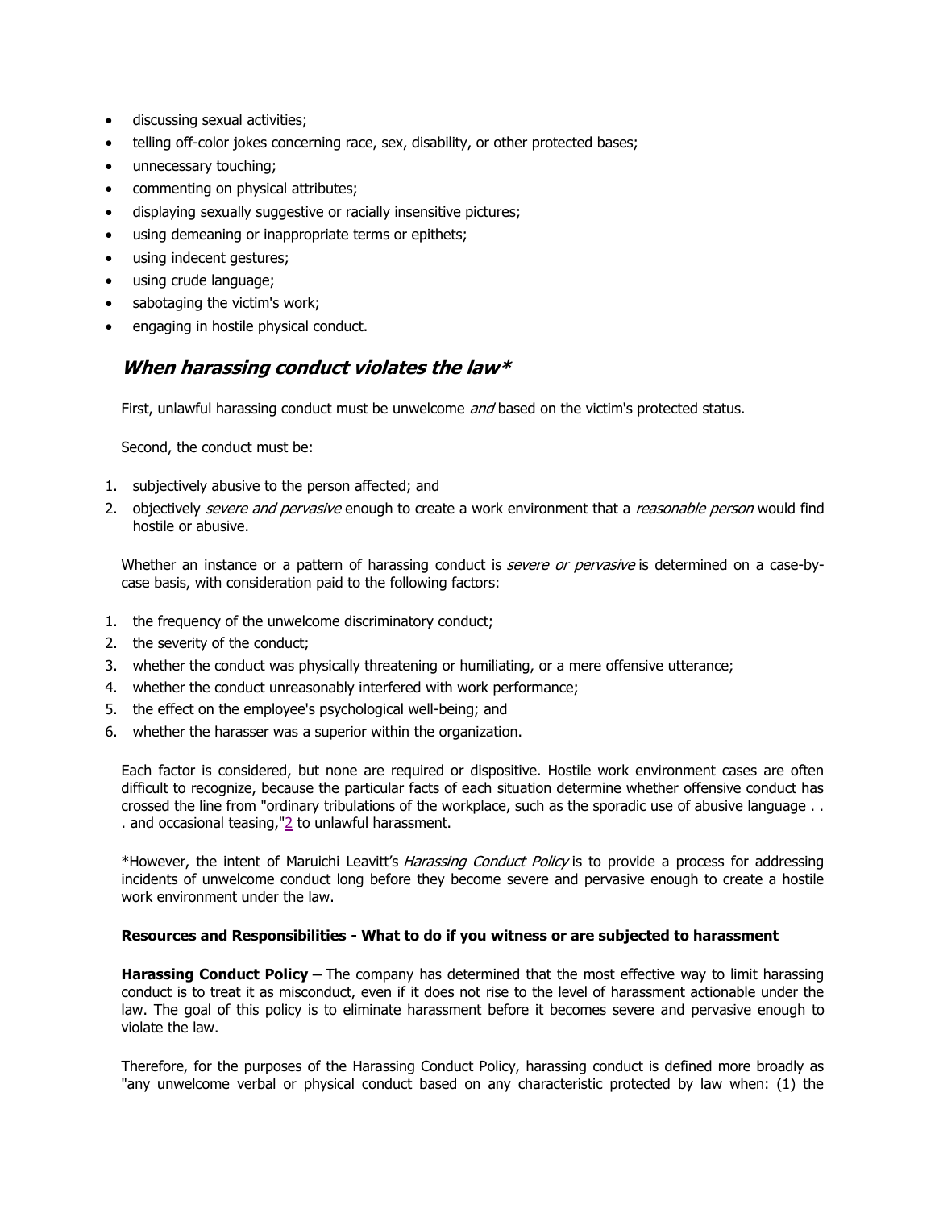- discussing sexual activities;
- telling off-color jokes concerning race, sex, disability, or other protected bases;
- unnecessary touching;
- commenting on physical attributes;
- displaying sexually suggestive or racially insensitive pictures;
- using demeaning or inappropriate terms or epithets;
- using indecent gestures;
- using crude language;
- sabotaging the victim's work;
- engaging in hostile physical conduct.

## *When harassing conduct violates the law**

First, unlawful harassing conduct must be unwelcome *and* based on the victim's protected status.

Second, the conduct must be:

1. subjectively abusive to the person affected; and
2. objectively *severe and pervasive* enough to create a work environment that a *reasonable person* would find hostile or abusive.

Whether an instance or a pattern of harassing conduct is *severe or pervasive* is determined on a case-by-case basis, with consideration paid to the following factors:

1. the frequency of the unwelcome discriminatory conduct;
2. the severity of the conduct;
3. whether the conduct was physically threatening or humiliating, or a mere offensive utterance;
4. whether the conduct unreasonably interfered with work performance;
5. the effect on the employee's psychological well-being; and
6. whether the harasser was a superior within the organization.

Each factor is considered, but none are required or dispositive. Hostile work environment cases are often difficult to recognize, because the particular facts of each situation determine whether offensive conduct has crossed the line from "ordinary tribulations of the workplace, such as the sporadic use of abusive language . . . and occasional teasing,"[2] to unlawful harassment.

*However, the intent of Maruichi Leavitt's *Harassing Conduct Policy* is to provide a process for addressing incidents of unwelcome conduct long before they become severe and pervasive enough to create a hostile work environment under the law.

**Resources and Responsibilities - What to do if you witness or are subjected to harassment**

**Harassing Conduct Policy –** The company has determined that the most effective way to limit harassing conduct is to treat it as misconduct, even if it does not rise to the level of harassment actionable under the law. The goal of this policy is to eliminate harassment before it becomes severe and pervasive enough to violate the law.

Therefore, for the purposes of the Harassing Conduct Policy, harassing conduct is defined more broadly as "any unwelcome verbal or physical conduct based on any characteristic protected by law when: (1) the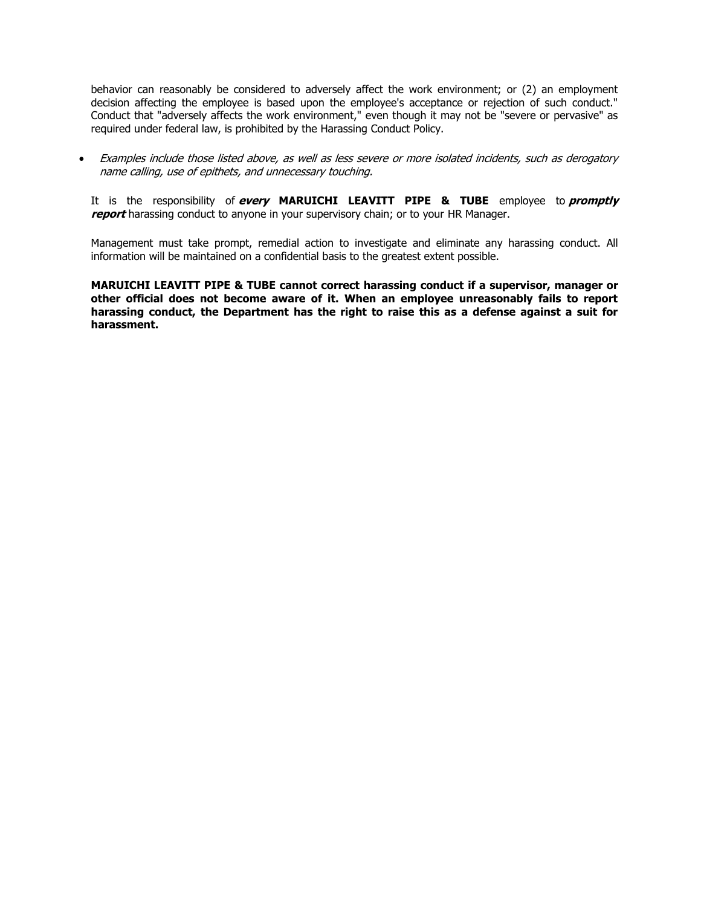behavior can reasonably be considered to adversely affect the work environment; or (2) an employment decision affecting the employee is based upon the employee's acceptance or rejection of such conduct." Conduct that "adversely affects the work environment," even though it may not be "severe or pervasive" as required under federal law, is prohibited by the Harassing Conduct Policy.

- *Examples include those listed above, as well as less severe or more isolated incidents, such as derogatory name calling, use of epithets, and unnecessary touching.*

It is the responsibility of ***every*** **MARUICHI LEAVITT PIPE & TUBE** employee to ***promptly report*** harassing conduct to anyone in your supervisory chain; or to your HR Manager.

Management must take prompt, remedial action to investigate and eliminate any harassing conduct. All information will be maintained on a confidential basis to the greatest extent possible.

**MARUICHI LEAVITT PIPE & TUBE cannot correct harassing conduct if a supervisor, manager or other official does not become aware of it. When an employee unreasonably fails to report harassing conduct, the Department has the right to raise this as a defense against a suit for harassment.**